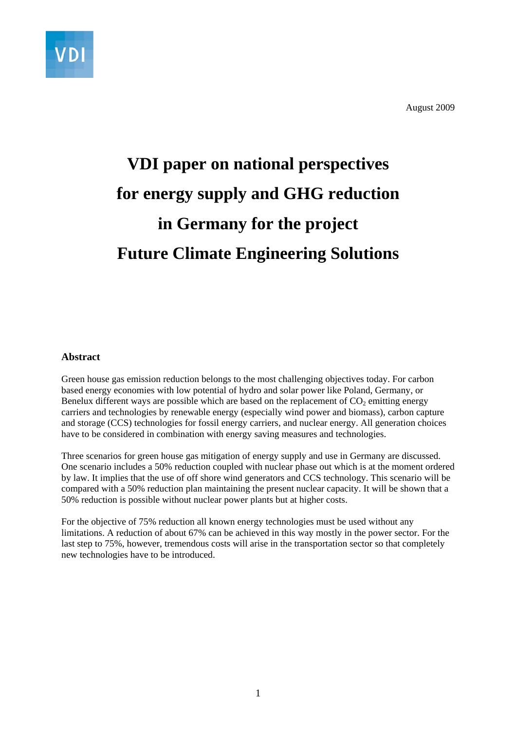August 2009

# VDI paper on national perspectives for energy supply and GHG reduction in Germany for the project Future Climate Engineering Solutions

### Abstract

Green house gas emission reduction belongs to the most challenging objectives today. For carbon based energy economies with low potential of hydro and solar power like Poland, Germany, or Benelux different ways are possible which are based on the replacement of $CO_2$ emitting energy carriers and technologies by renewable energy (especially wind power and biomass), carbon capture and storage (CCS) technologies for fossil energy carriers, and nuclear energy. All generation choices have to be considered in combination with energy saving measures and technologies.

Three scenarios for green house gas mitigation of energy supply and use in Germany are discussed. One scenario includes a 50% reduction coupled with nuclear phase out which is at the moment ordered by law. It implies that the use of off shore wind generators and CCS technology. This scenario will be compared with a 50% reduction plan maintaining the present nuclear capacity. It will be shown that a 50% reduction is possible without nuclear power plants but at higher costs.

For the objective of 75% reduction all known energy technologies must be used without any limitations. A reduction of about 67% can be achieved in this way mostly in the power sector. For the last step to 75%, however, tremendous costs will arise in the transportation sector so that completely new technologies have to be introduced.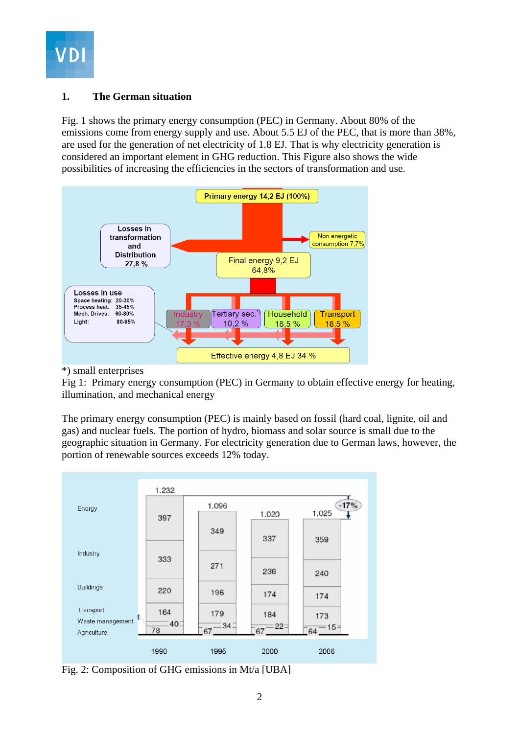## 1. The German situation

Fig. 1 shows the primary energy consumption (PEC) in Germany. About 80% of the emissions come from energy supply and use. About 5.5 EJ of the PEC, that is more than 38%, are used for the generation of net electricity of 1.8 EJ. That is why electricity generation is considered an important element in GHG reduction. This Figure also shows the wide possibilities of increasing the efficiencies in the sectors of transformation and use.

*) small enterprises

Fig 1: Primary energy consumption (PEC) in Germany to obtain effective energy for heating, illumination, and mechanical energy

The primary energy consumption (PEC) is mainly based on fossil (hard coal, lignite, oil and gas) and nuclear fuels. The portion of hydro, biomass and solar source is small due to the geographic situation in Germany. For electricity generation due to German laws, however, the portion of renewable sources exceeds 12% today.

Fig. 2: Composition of GHG emissions in Mt/a [UBA]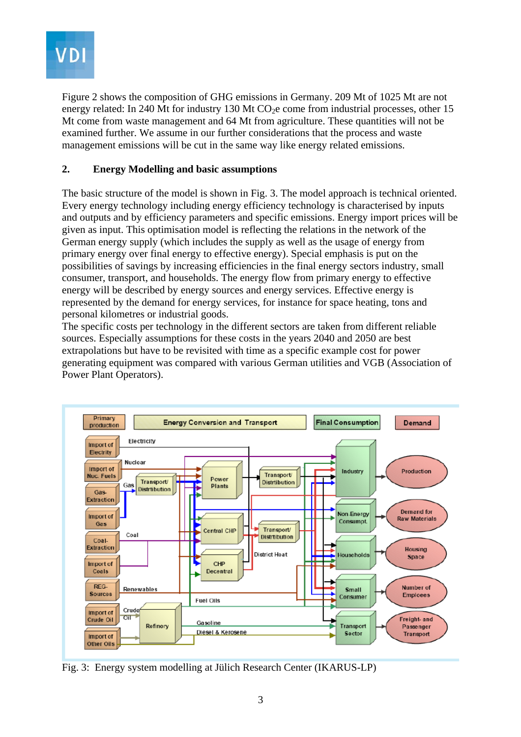Figure 2 shows the composition of GHG emissions in Germany. 209 Mt of 1025 Mt are not energy related: In 240 Mt for industry 130 Mt $CO_2$e come from industrial processes, other 15 Mt come from waste management and 64 Mt from agriculture. These quantities will not be examined further. We assume in our further considerations that the process and waste management emissions will be cut in the same way like energy related emissions.

## 2. Energy Modelling and basic assumptions

The basic structure of the model is shown in Fig. 3. The model approach is technical oriented. Every energy technology including energy efficiency technology is characterised by inputs and outputs and by efficiency parameters and specific emissions. Energy import prices will be given as input. This optimisation model is reflecting the relations in the network of the German energy supply (which includes the supply as well as the usage of energy from primary energy over final energy to effective energy). Special emphasis is put on the possibilities of savings by increasing efficiencies in the final energy sectors industry, small consumer, transport, and households. The energy flow from primary energy to effective energy will be described by energy sources and energy services. Effective energy is represented by the demand for energy services, for instance for space heating, tons and personal kilometres or industrial goods.
The specific costs per technology in the different sectors are taken from different reliable sources. Especially assumptions for these costs in the years 2040 and 2050 are best extrapolations but have to be revisited with time as a specific example cost for power generating equipment was compared with various German utilities and VGB (Association of Power Plant Operators).

Fig. 3: Energy system modelling at Jülich Research Center (IKARUS-LP)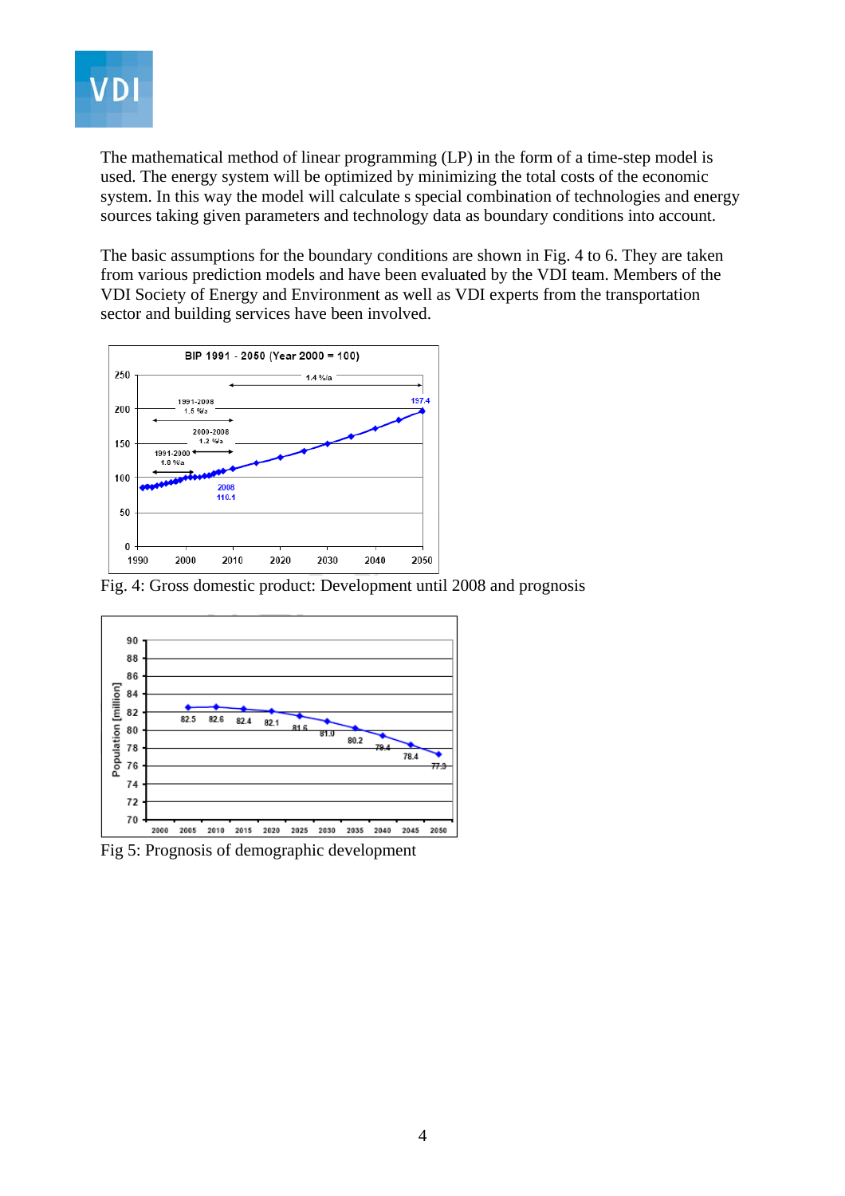The mathematical method of linear programming (LP) in the form of a time-step model is used. The energy system will be optimized by minimizing the total costs of the economic system. In this way the model will calculate s special combination of technologies and energy sources taking given parameters and technology data as boundary conditions into account.

The basic assumptions for the boundary conditions are shown in Fig. 4 to 6. They are taken from various prediction models and have been evaluated by the VDI team. Members of the VDI Society of Energy and Environment as well as VDI experts from the transportation sector and building services have been involved.

Fig. 4: Gross domestic product: Development until 2008 and prognosis

Fig 5: Prognosis of demographic development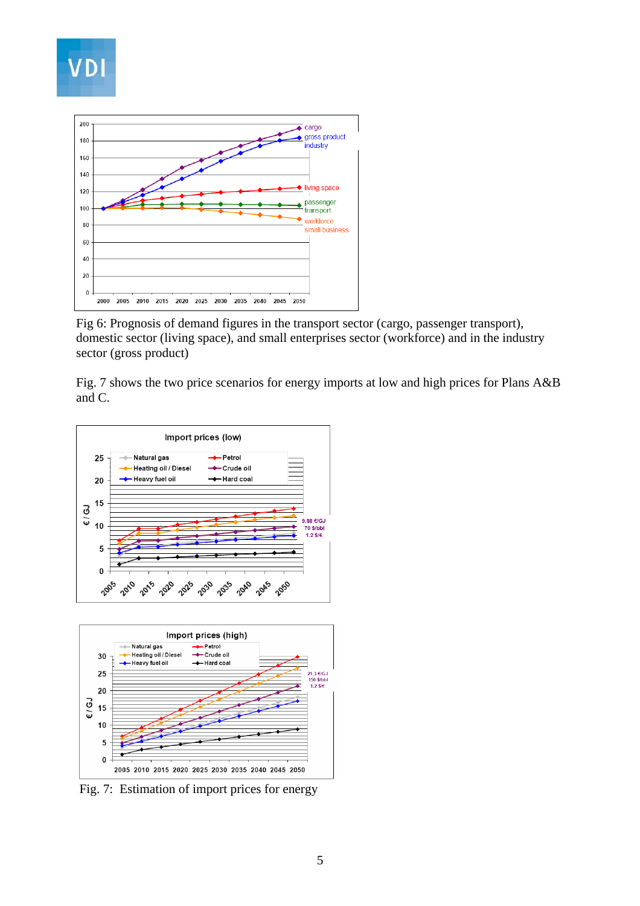Fig 6: Prognosis of demand figures in the transport sector (cargo, passenger transport), domestic sector (living space), and small enterprises sector (workforce) and in the industry sector (gross product)

Fig. 7 shows the two price scenarios for energy imports at low and high prices for Plans A&B and C.

Fig. 7: Estimation of import prices for energy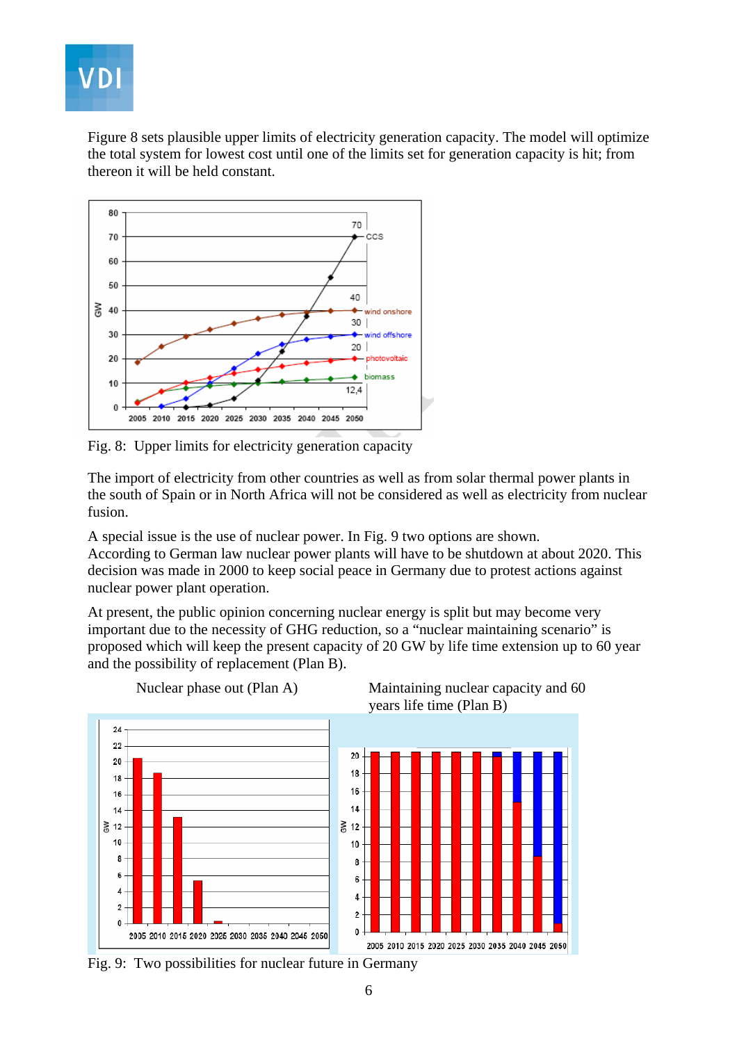Figure 8 sets plausible upper limits of electricity generation capacity. The model will optimize the total system for lowest cost until one of the limits set for generation capacity is hit; from thereon it will be held constant.

Fig. 8: Upper limits for electricity generation capacity

The import of electricity from other countries as well as from solar thermal power plants in the south of Spain or in North Africa will not be considered as well as electricity from nuclear fusion.

A special issue is the use of nuclear power. In Fig. 9 two options are shown.
According to German law nuclear power plants will have to be shutdown at about 2020. This decision was made in 2000 to keep social peace in Germany due to protest actions against nuclear power plant operation.

At present, the public opinion concerning nuclear energy is split but may become very important due to the necessity of GHG reduction, so a "nuclear maintaining scenario" is proposed which will keep the present capacity of 20 GW by life time extension up to 60 year and the possibility of replacement (Plan B).

Nuclear phase out (Plan A) | Maintaining nuclear capacity and 60 years life time (Plan B)

Fig. 9: Two possibilities for nuclear future in Germany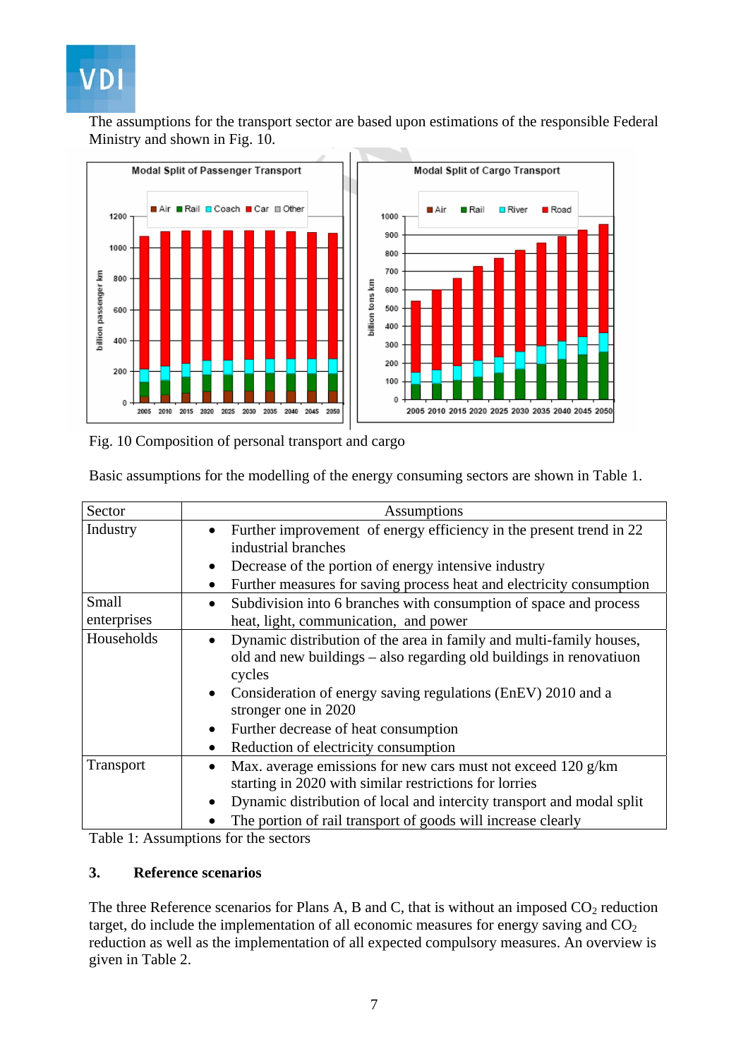The assumptions for the transport sector are based upon estimations of the responsible Federal Ministry and shown in Fig. 10.

Fig. 10 Composition of personal transport and cargo

Basic assumptions for the modelling of the energy consuming sectors are shown in Table 1.

| Sector | Assumptions |
|---|---|
| Industry | • Further improvement of energy efficiency in the present trend in 22 industrial branches<br>• Decrease of the portion of energy intensive industry<br>• Further measures for saving process heat and electricity consumption |
| Small enterprises | • Subdivision into 6 branches with consumption of space and process heat, light, communication, and power |
| Households | • Dynamic distribution of the area in family and multi-family houses, old and new buildings – also regarding old buildings in renovatiuon cycles<br>• Consideration of energy saving regulations (EnEV) 2010 and a stronger one in 2020<br>• Further decrease of heat consumption<br>• Reduction of electricity consumption |
| Transport | • Max. average emissions for new cars must not exceed 120 g/km starting in 2020 with similar restrictions for lorries<br>• Dynamic distribution of local and intercity transport and modal split<br>• The portion of rail transport of goods will increase clearly |

Table 1: Assumptions for the sectors

## 3. Reference scenarios

The three Reference scenarios for Plans A, B and C, that is without an imposed $CO_2$ reduction target, do include the implementation of all economic measures for energy saving and $CO_2$ reduction as well as the implementation of all expected compulsory measures. An overview is given in Table 2.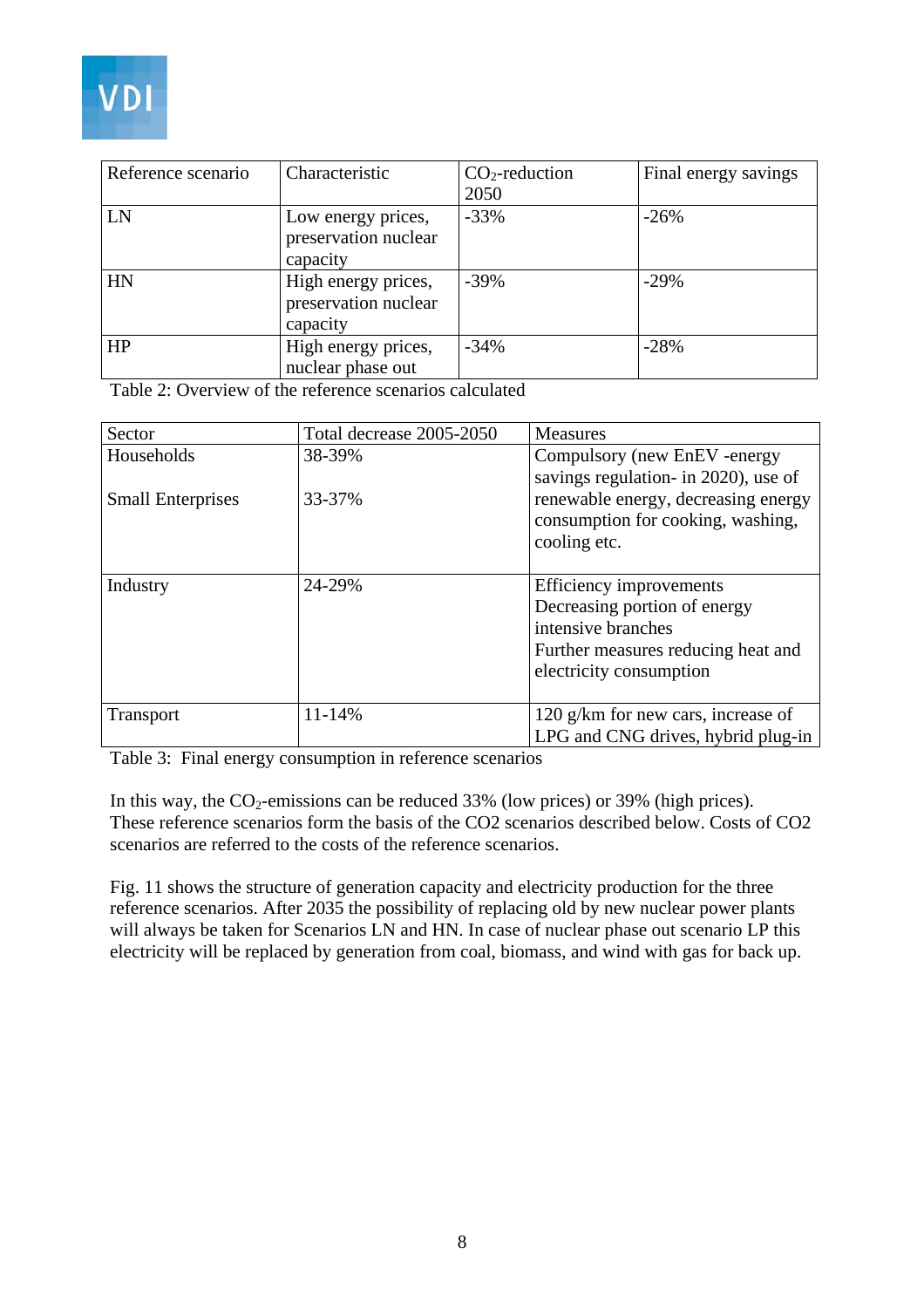| Reference scenario | Characteristic | $CO_2$-reduction 2050 | Final energy savings |
|---|---|---|---|
| LN | Low energy prices, preservation nuclear capacity | -33% | -26% |
| HN | High energy prices, preservation nuclear capacity | -39% | -29% |
| HP | High energy prices, nuclear phase out | -34% | -28% |

Table 2: Overview of the reference scenarios calculated

| Sector | Total decrease 2005-2050 | Measures |
|---|---|---|
| Households<br><br>Small Enterprises | 38-39%<br><br>33-37% | Compulsory (new EnEV -energy savings regulation- in 2020), use of renewable energy, decreasing energy consumption for cooking, washing, cooling etc. |
| Industry | 24-29% | Efficiency improvements<br>Decreasing portion of energy intensive branches<br>Further measures reducing heat and electricity consumption |
| Transport | 11-14% | 120 g/km for new cars, increase of LPG and CNG drives, hybrid plug-in |

Table 3: Final energy consumption in reference scenarios

In this way, the $CO_2$-emissions can be reduced 33% (low prices) or 39% (high prices). These reference scenarios form the basis of the CO2 scenarios described below. Costs of CO2 scenarios are referred to the costs of the reference scenarios.

Fig. 11 shows the structure of generation capacity and electricity production for the three reference scenarios. After 2035 the possibility of replacing old by new nuclear power plants will always be taken for Scenarios LN and HN. In case of nuclear phase out scenario LP this electricity will be replaced by generation from coal, biomass, and wind with gas for back up.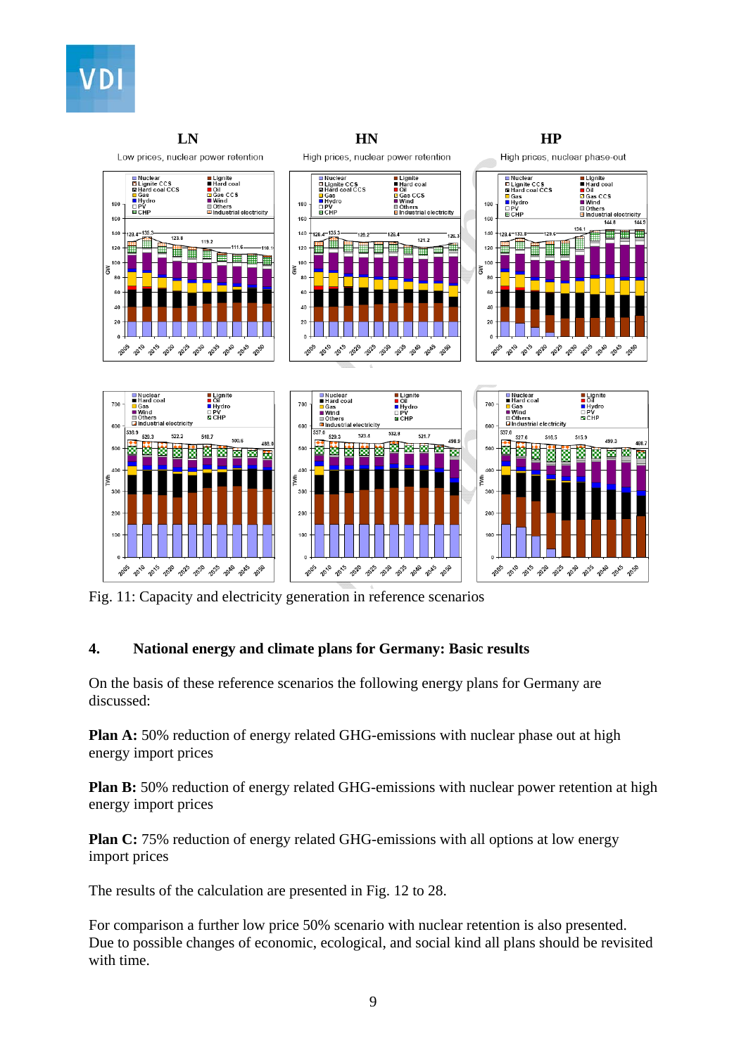Fig. 11: Capacity and electricity generation in reference scenarios

## 4. National energy and climate plans for Germany: Basic results

On the basis of these reference scenarios the following energy plans for Germany are discussed:

**Plan A:** 50% reduction of energy related GHG-emissions with nuclear phase out at high energy import prices

**Plan B:** 50% reduction of energy related GHG-emissions with nuclear power retention at high energy import prices

**Plan C:** 75% reduction of energy related GHG-emissions with all options at low energy import prices

The results of the calculation are presented in Fig. 12 to 28.

For comparison a further low price 50% scenario with nuclear retention is also presented. Due to possible changes of economic, ecological, and social kind all plans should be revisited with time.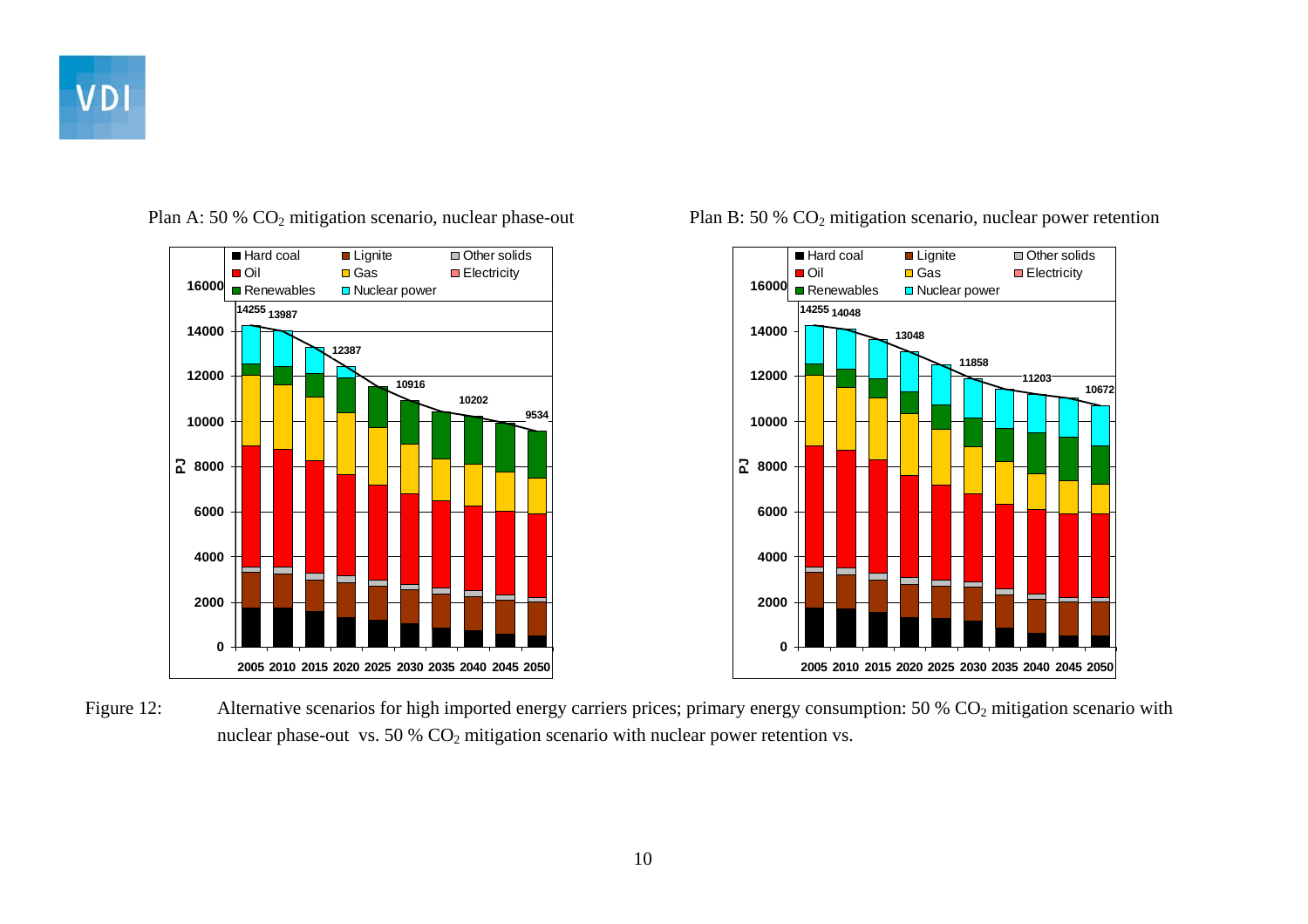Plan A: 50 % $CO_2$ mitigation scenario, nuclear phase-out

Plan B: 50 % $CO_2$ mitigation scenario, nuclear power retention

Figure 12: Alternative scenarios for high imported energy carriers prices; primary energy consumption: 50 % $CO_2$ mitigation scenario with nuclear phase-out vs. 50 % $CO_2$ mitigation scenario with nuclear power retention vs.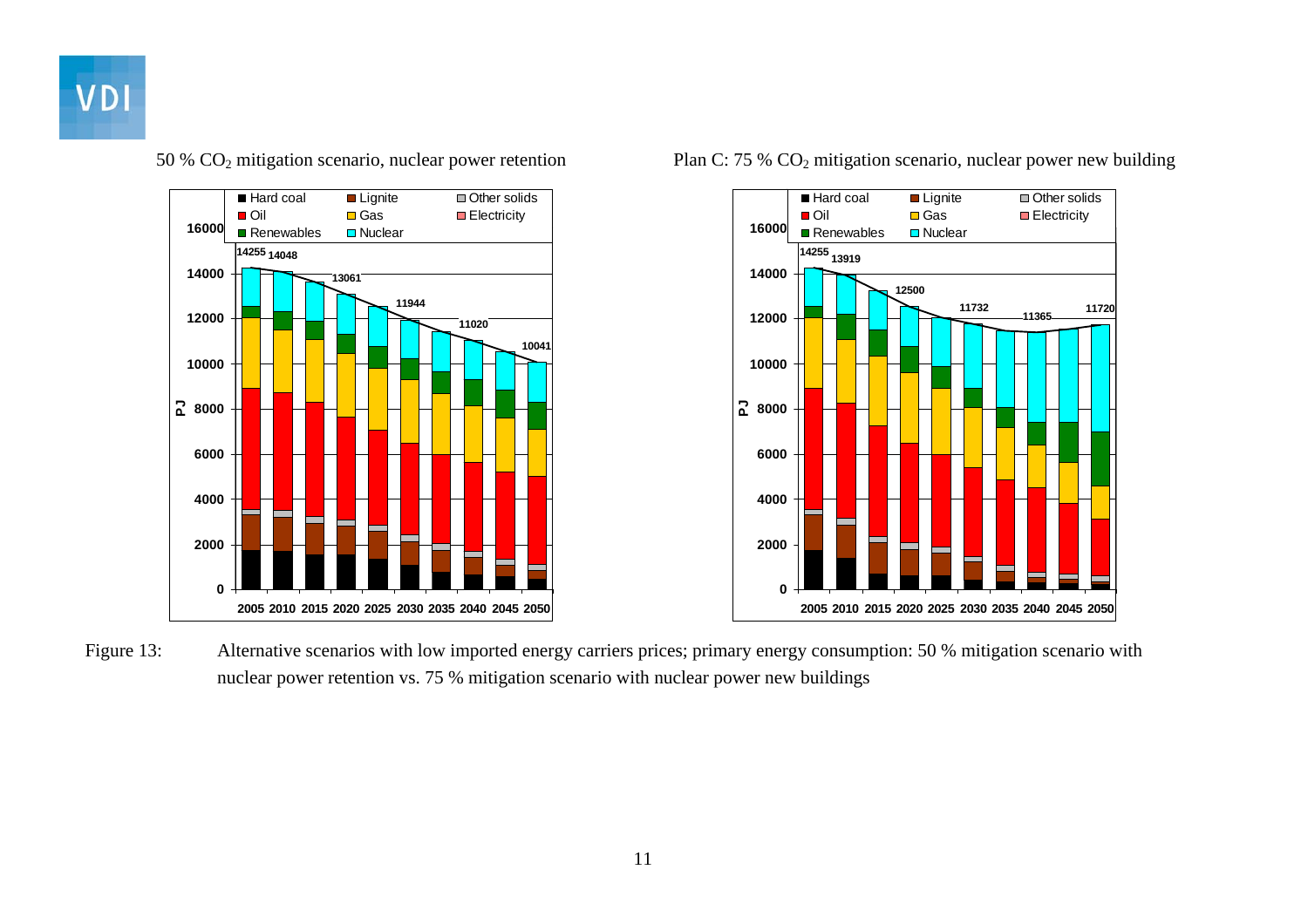50 % $CO_2$ mitigation scenario, nuclear power retention

Plan C: 75 % $CO_2$ mitigation scenario, nuclear power new building

Figure 13: Alternative scenarios with low imported energy carriers prices; primary energy consumption: 50 % mitigation scenario with nuclear power retention vs. 75 % mitigation scenario with nuclear power new buildings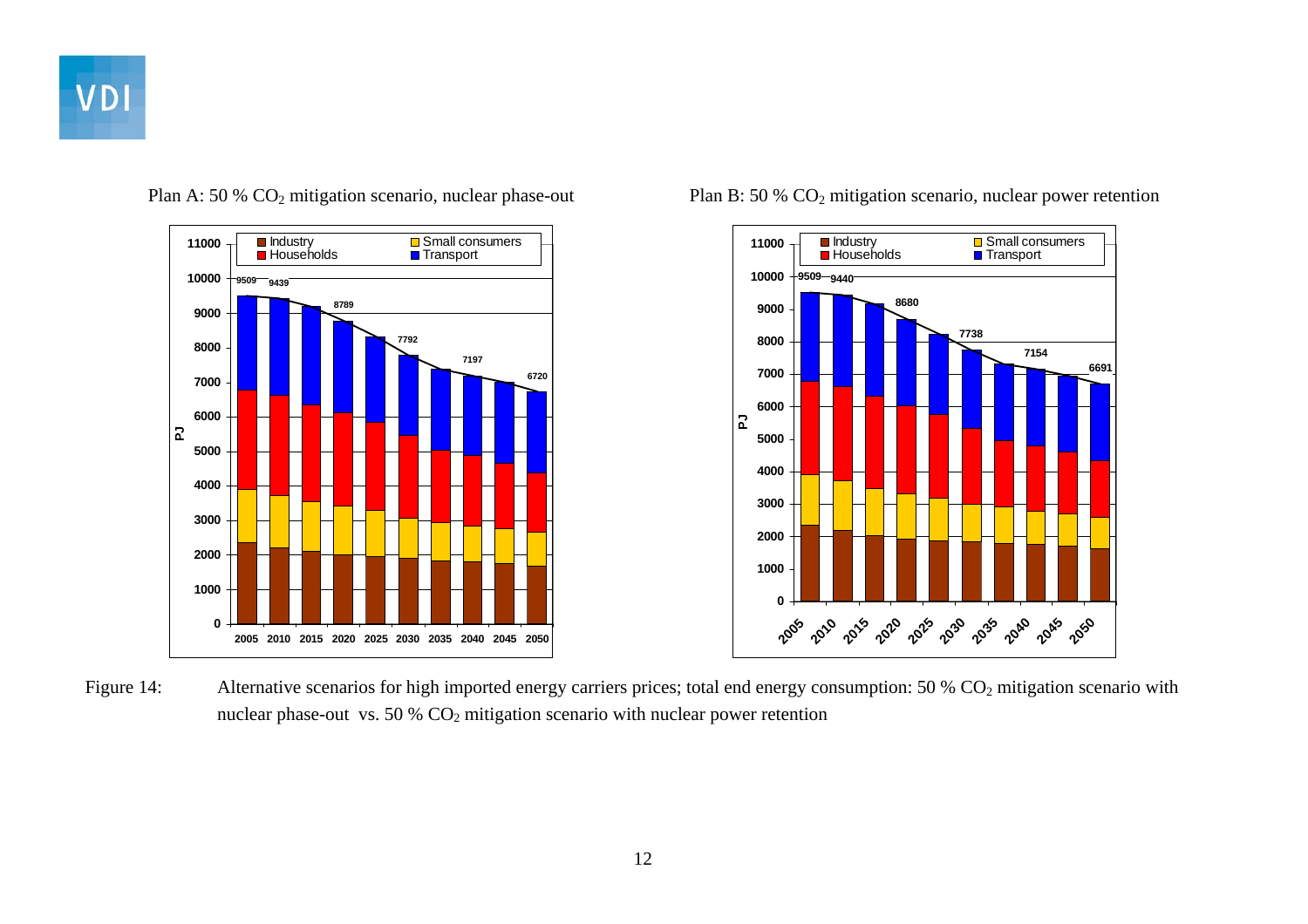Plan A: 50 % $CO_2$ mitigation scenario, nuclear phase-out

Plan B: 50 % $CO_2$ mitigation scenario, nuclear power retention

Figure 14: Alternative scenarios for high imported energy carriers prices; total end energy consumption: 50 % $CO_2$ mitigation scenario with nuclear phase-out vs. 50 % $CO_2$ mitigation scenario with nuclear power retention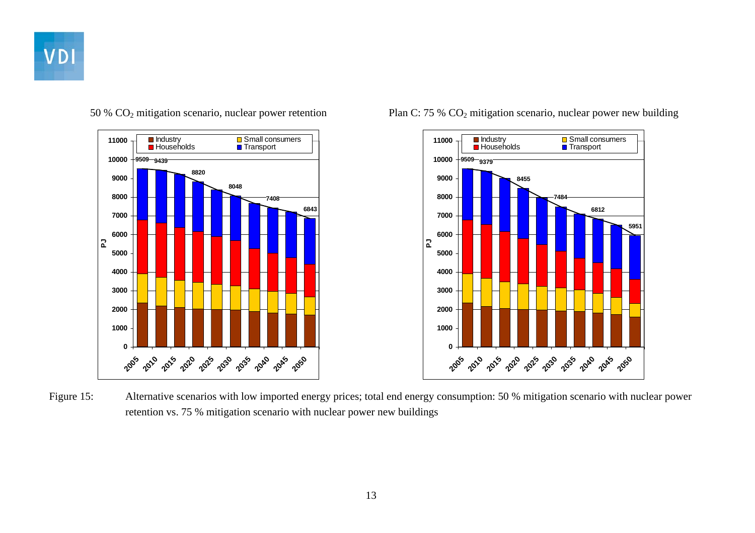50 % $CO_2$ mitigation scenario, nuclear power retention

Plan C: 75 % $CO_2$ mitigation scenario, nuclear power new building

Figure 15: Alternative scenarios with low imported energy prices; total end energy consumption: 50 % mitigation scenario with nuclear power retention vs. 75 % mitigation scenario with nuclear power new buildings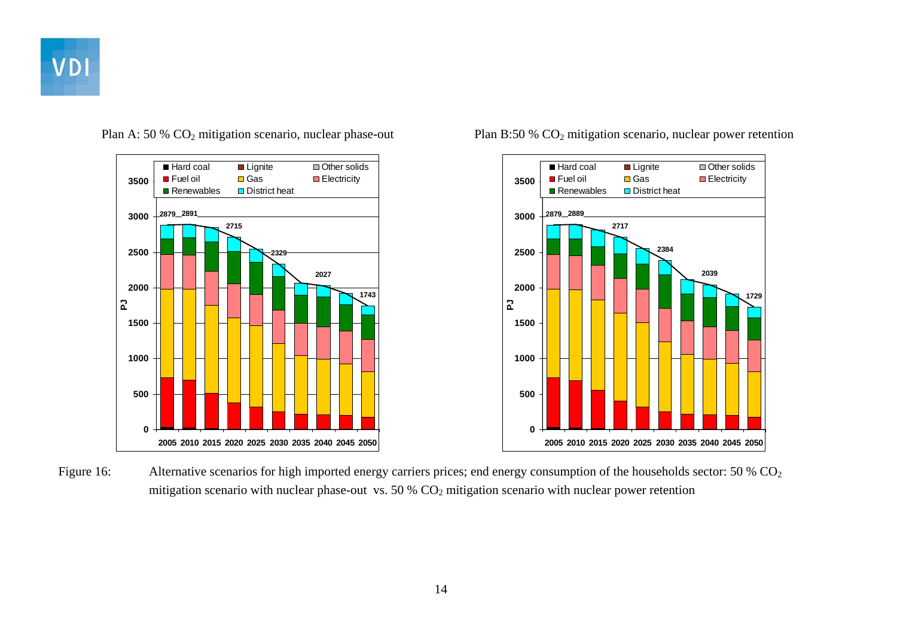Plan A: 50 % $CO_2$ mitigation scenario, nuclear phase-out

Plan B:50 % $CO_2$ mitigation scenario, nuclear power retention

Figure 16: Alternative scenarios for high imported energy carriers prices; end energy consumption of the households sector: 50 % $CO_2$ mitigation scenario with nuclear phase-out vs. 50 % $CO_2$ mitigation scenario with nuclear power retention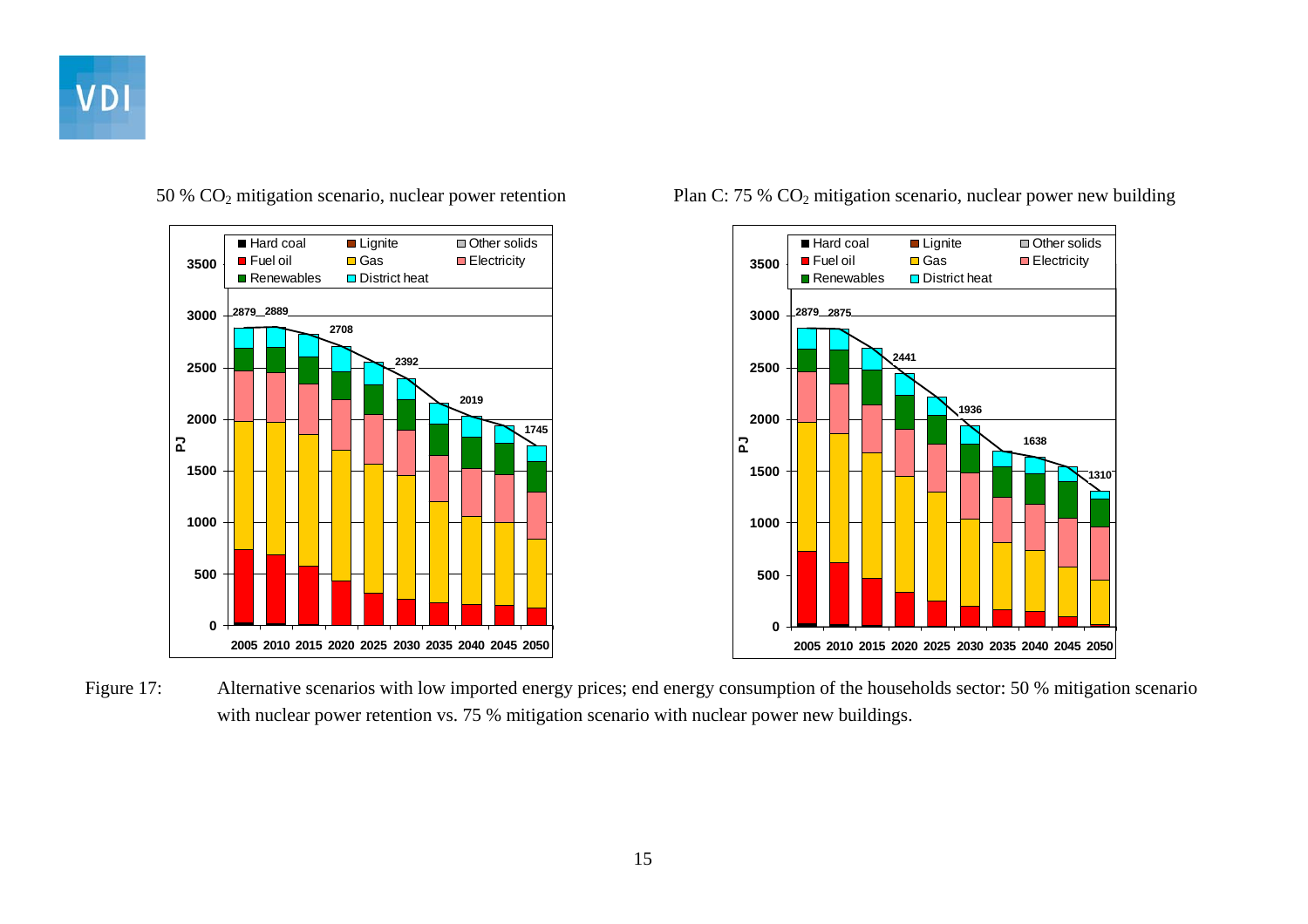50 % $CO_2$ mitigation scenario, nuclear power retention

Plan C: 75 % $CO_2$ mitigation scenario, nuclear power new building

Figure 17: Alternative scenarios with low imported energy prices; end energy consumption of the households sector: 50 % mitigation scenario with nuclear power retention vs. 75 % mitigation scenario with nuclear power new buildings.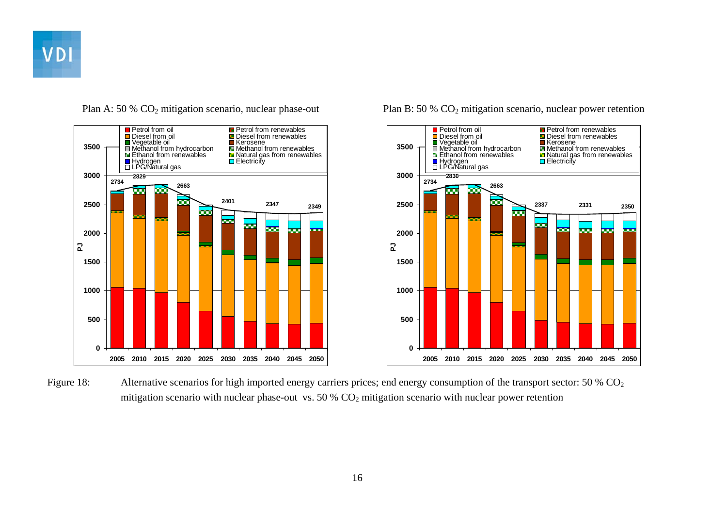Plan A: 50 % $CO_2$ mitigation scenario, nuclear phase-out

Plan B: 50 % $CO_2$ mitigation scenario, nuclear power retention

Figure 18: Alternative scenarios for high imported energy carriers prices; end energy consumption of the transport sector: 50 % $CO_2$ mitigation scenario with nuclear phase-out vs. 50 % $CO_2$ mitigation scenario with nuclear power retention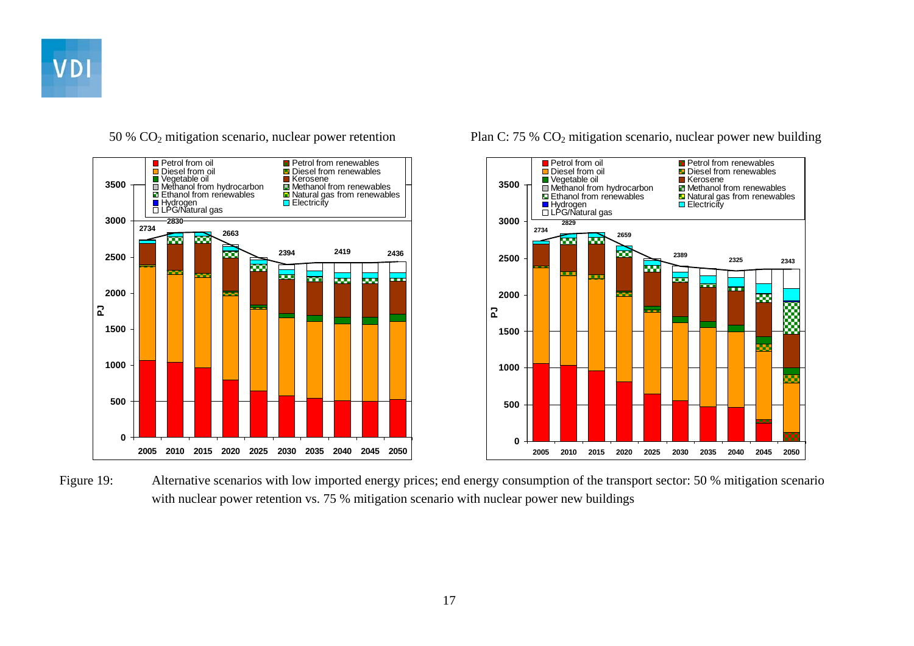50 % $CO_2$ mitigation scenario, nuclear power retention

Plan C: 75 % $CO_2$ mitigation scenario, nuclear power new building

Figure 19: Alternative scenarios with low imported energy prices; end energy consumption of the transport sector: 50 % mitigation scenario with nuclear power retention vs. 75 % mitigation scenario with nuclear power new buildings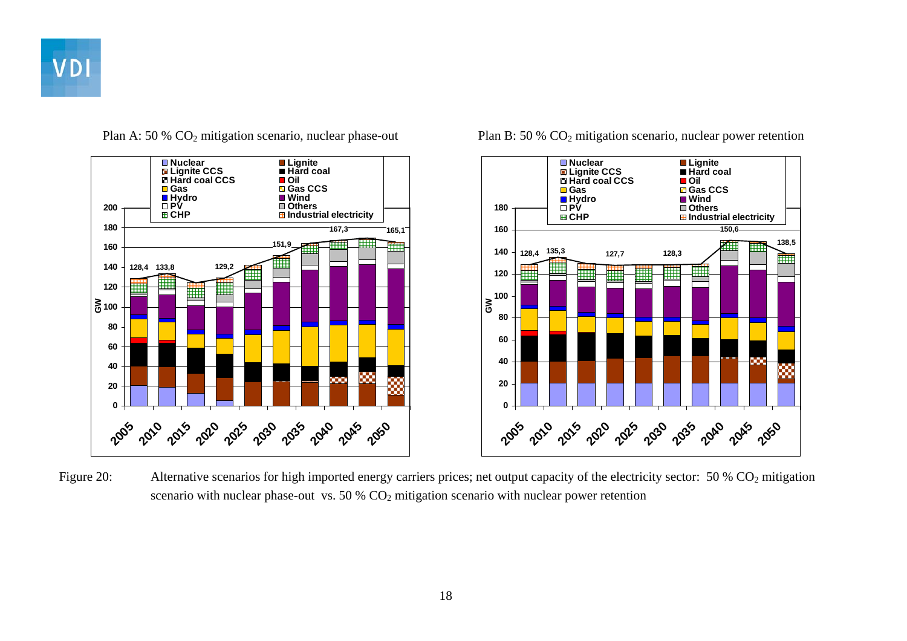Plan A: 50 % $CO_2$ mitigation scenario, nuclear phase-out

Plan B: 50 % $CO_2$ mitigation scenario, nuclear power retention

Figure 20: Alternative scenarios for high imported energy carriers prices; net output capacity of the electricity sector: 50 % $CO_2$ mitigation scenario with nuclear phase-out vs. 50 % $CO_2$ mitigation scenario with nuclear power retention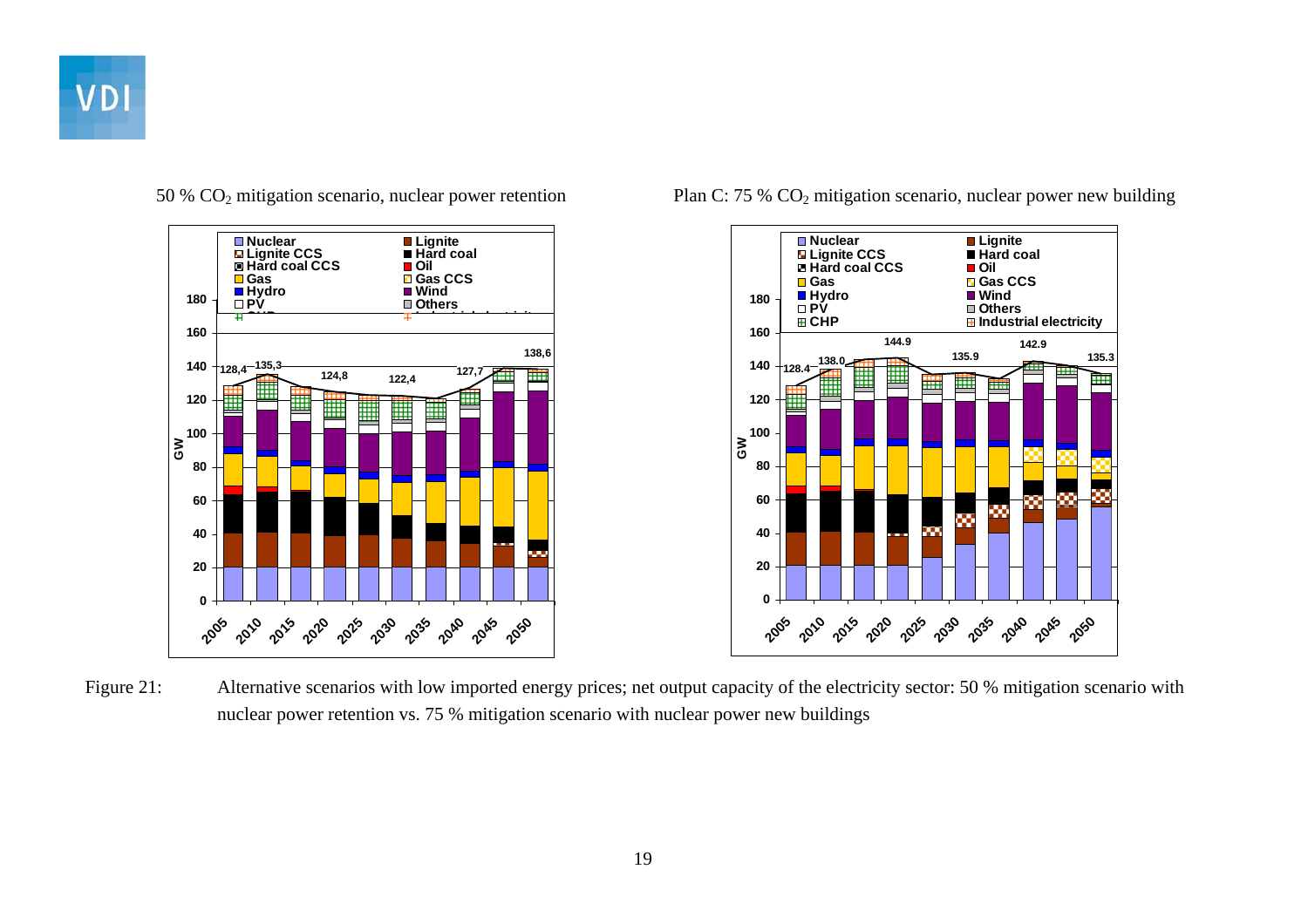50 % $CO_2$ mitigation scenario, nuclear power retention

Plan C: 75 % $CO_2$ mitigation scenario, nuclear power new building

Figure 21: Alternative scenarios with low imported energy prices; net output capacity of the electricity sector: 50 % mitigation scenario with nuclear power retention vs. 75 % mitigation scenario with nuclear power new buildings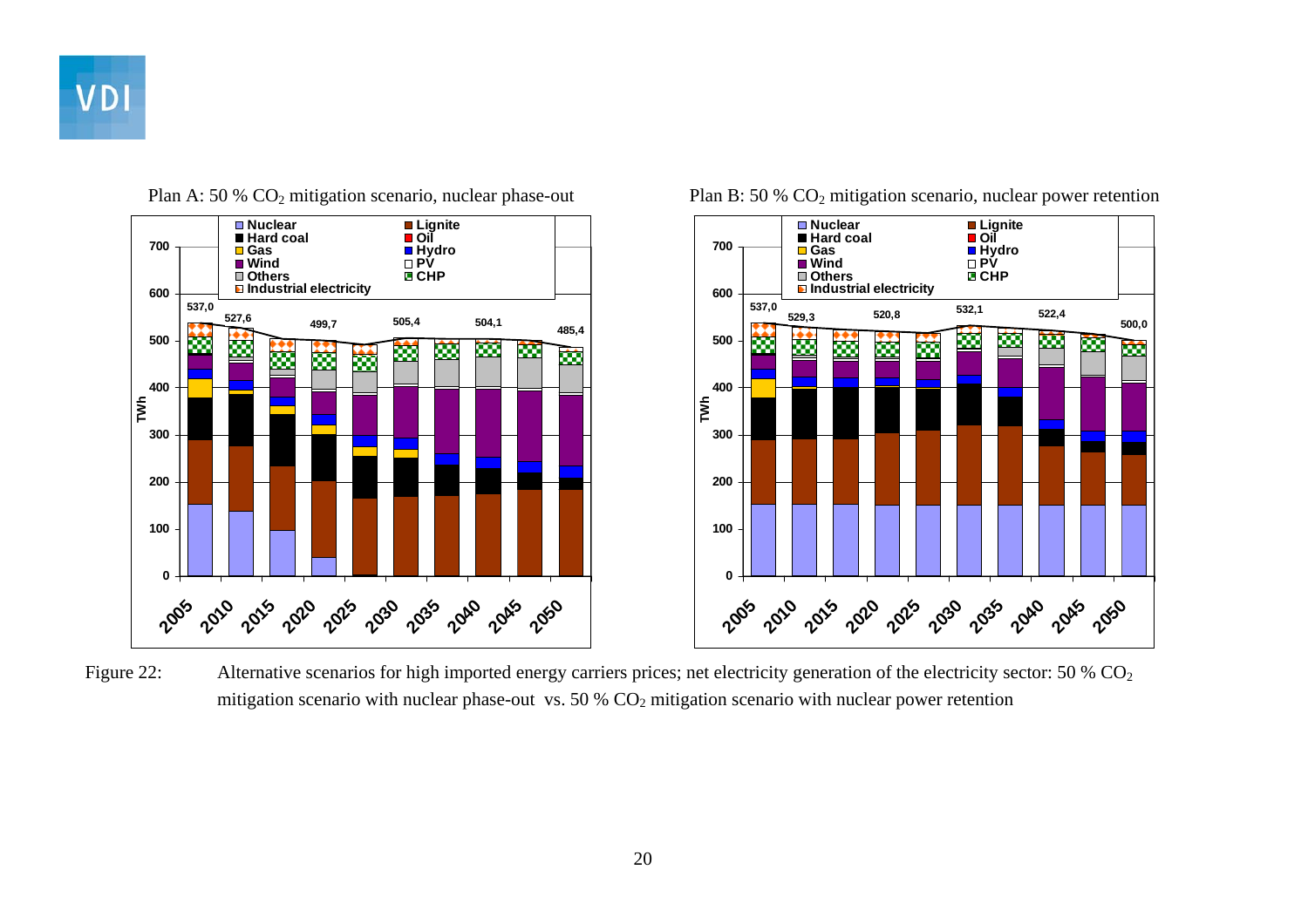Plan A: 50 % $CO_2$ mitigation scenario, nuclear phase-out

Plan B: 50 % $CO_2$ mitigation scenario, nuclear power retention

Figure 22: Alternative scenarios for high imported energy carriers prices; net electricity generation of the electricity sector: 50 % $CO_2$ mitigation scenario with nuclear phase-out vs. 50 % $CO_2$ mitigation scenario with nuclear power retention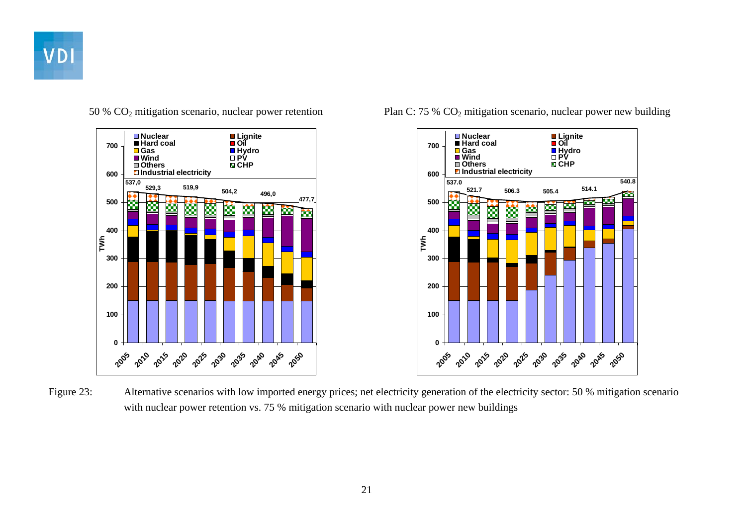50 % $CO_2$ mitigation scenario, nuclear power retention

Plan C: 75 % $CO_2$ mitigation scenario, nuclear power new building

Figure 23: Alternative scenarios with low imported energy prices; net electricity generation of the electricity sector: 50 % mitigation scenario with nuclear power retention vs. 75 % mitigation scenario with nuclear power new buildings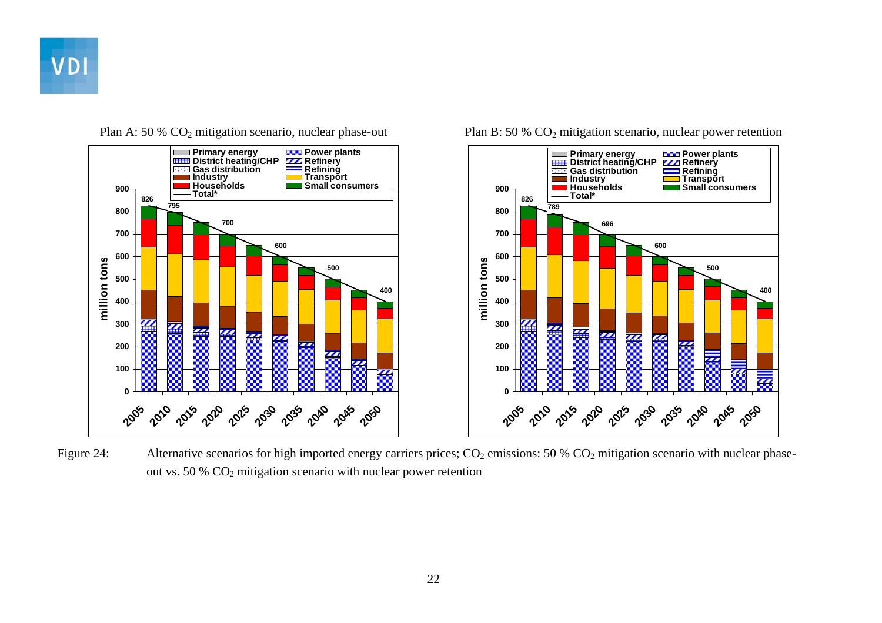Plan A: 50 % $CO_2$ mitigation scenario, nuclear phase-out

Plan B: 50 % $CO_2$ mitigation scenario, nuclear power retention

Figure 24: Alternative scenarios for high imported energy carriers prices; $CO_2$ emissions: 50 % $CO_2$ mitigation scenario with nuclear phase-out vs. 50 % $CO_2$ mitigation scenario with nuclear power retention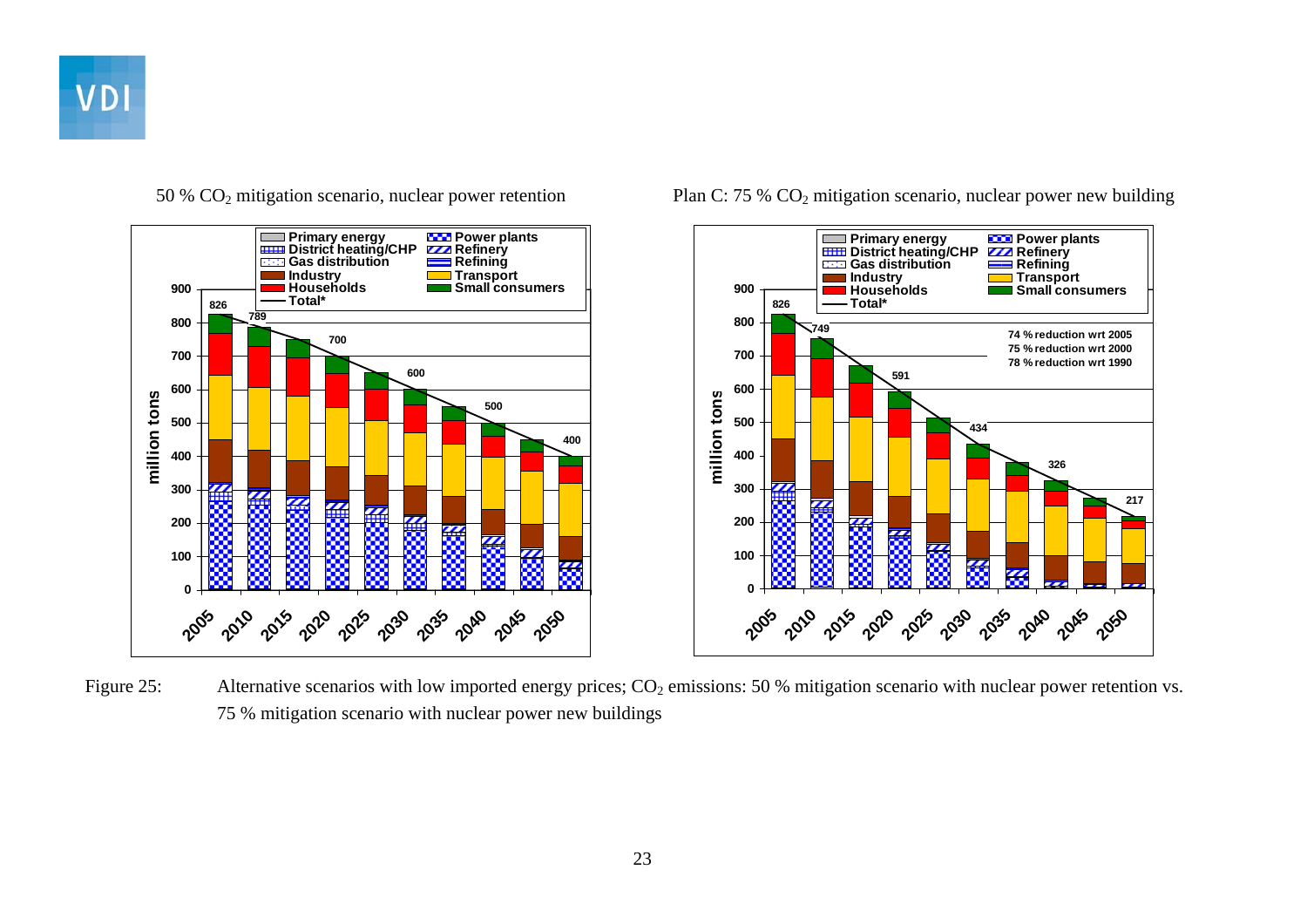50 % $CO_2$ mitigation scenario, nuclear power retention

Plan C: 75 % $CO_2$ mitigation scenario, nuclear power new building

Figure 25: Alternative scenarios with low imported energy prices; $CO_2$ emissions: 50 % mitigation scenario with nuclear power retention vs. 75 % mitigation scenario with nuclear power new buildings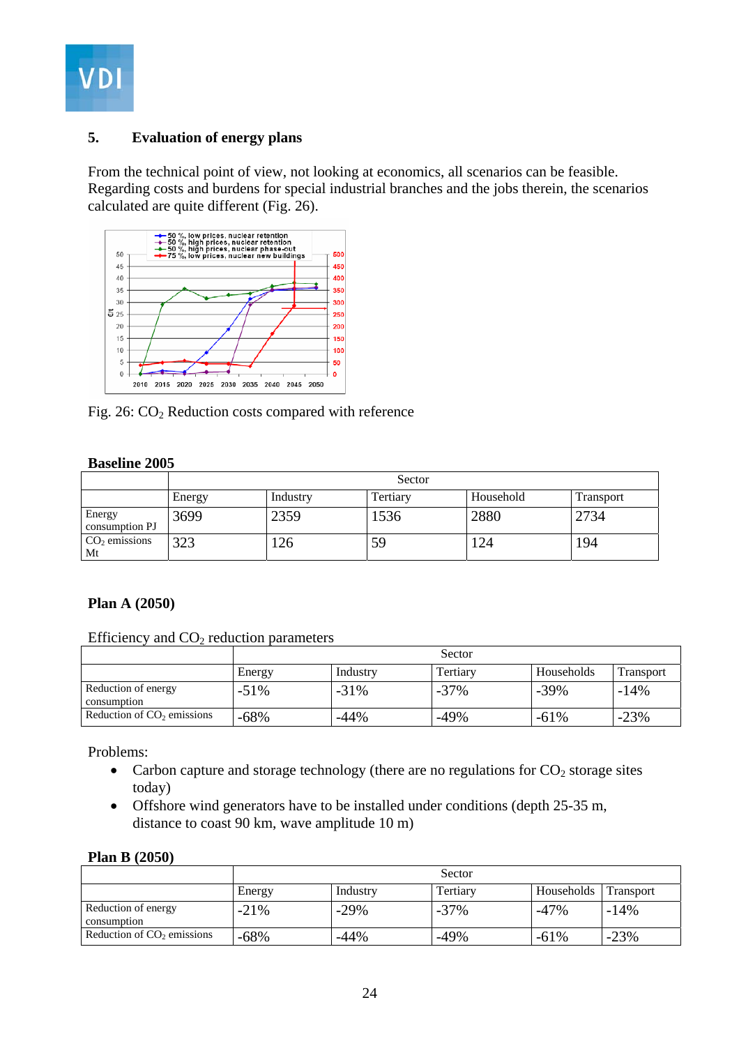## 5. Evaluation of energy plans

From the technical point of view, not looking at economics, all scenarios can be feasible. Regarding costs and burdens for special industrial branches and the jobs therein, the scenarios calculated are quite different (Fig. 26).

Fig. 26: $CO_2$ Reduction costs compared with reference

**Baseline 2005**

| | Sector | | | | |
|---|---|---|---|---|---|
| | Energy | Industry | Tertiary | Household | Transport |
| Energy consumption PJ | 3699 | 2359 | 1536 | 2880 | 2734 |
| $CO_2$ emissions Mt | 323 | 126 | 59 | 124 | 194 |

**Plan A (2050)**

Efficiency and $CO_2$ reduction parameters

| | Sector | | | | |
|---|---|---|---|---|---|
| | Energy | Industry | Tertiary | Households | Transport |
| Reduction of energy consumption | -51% | -31% | -37% | -39% | -14% |
| Reduction of $CO_2$ emissions | -68% | -44% | -49% | -61% | -23% |

Problems:

- Carbon capture and storage technology (there are no regulations for $CO_2$ storage sites today)
- Offshore wind generators have to be installed under conditions (depth 25-35 m, distance to coast 90 km, wave amplitude 10 m)

**Plan B (2050)**

| | Sector | | | | |
|---|---|---|---|---|---|
| | Energy | Industry | Tertiary | Households | Transport |
| Reduction of energy consumption | -21% | -29% | -37% | -47% | -14% |
| Reduction of $CO_2$ emissions | -68% | -44% | -49% | -61% | -23% |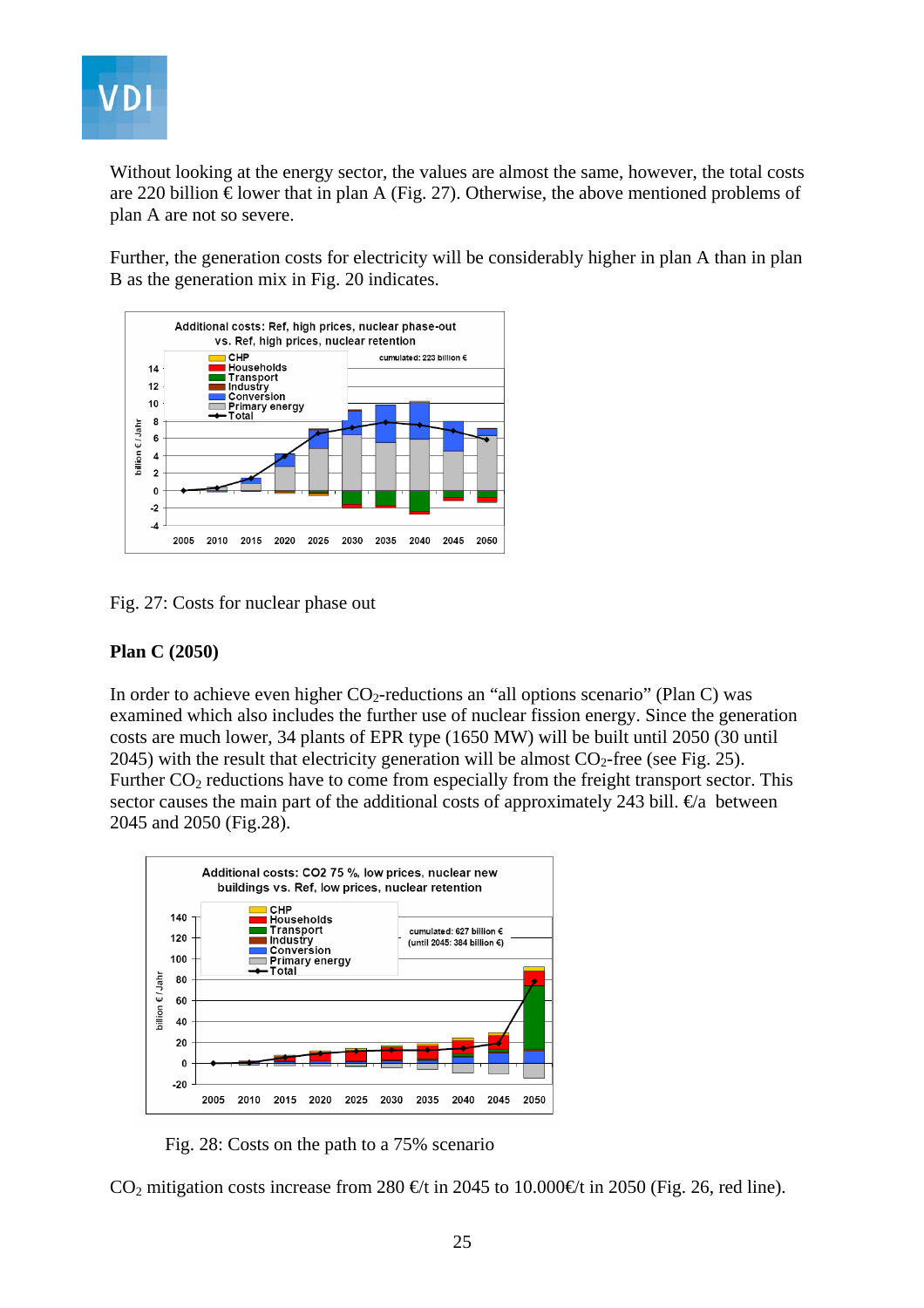Without looking at the energy sector, the values are almost the same, however, the total costs are 220 billion € lower that in plan A (Fig. 27). Otherwise, the above mentioned problems of plan A are not so severe.

Further, the generation costs for electricity will be considerably higher in plan A than in plan B as the generation mix in Fig. 20 indicates.

Fig. 27: Costs for nuclear phase out

**Plan C (2050)**

In order to achieve even higher $CO_2$-reductions an "all options scenario" (Plan C) was examined which also includes the further use of nuclear fission energy. Since the generation costs are much lower, 34 plants of EPR type (1650 MW) will be built until 2050 (30 until 2045) with the result that electricity generation will be almost $CO_2$-free (see Fig. 25). Further $CO_2$ reductions have to come from especially from the freight transport sector. This sector causes the main part of the additional costs of approximately 243 bill. €/a between 2045 and 2050 (Fig.28).

Fig. 28: Costs on the path to a 75% scenario

$CO_2$ mitigation costs increase from 280 €/t in 2045 to 10.000€/t in 2050 (Fig. 26, red line).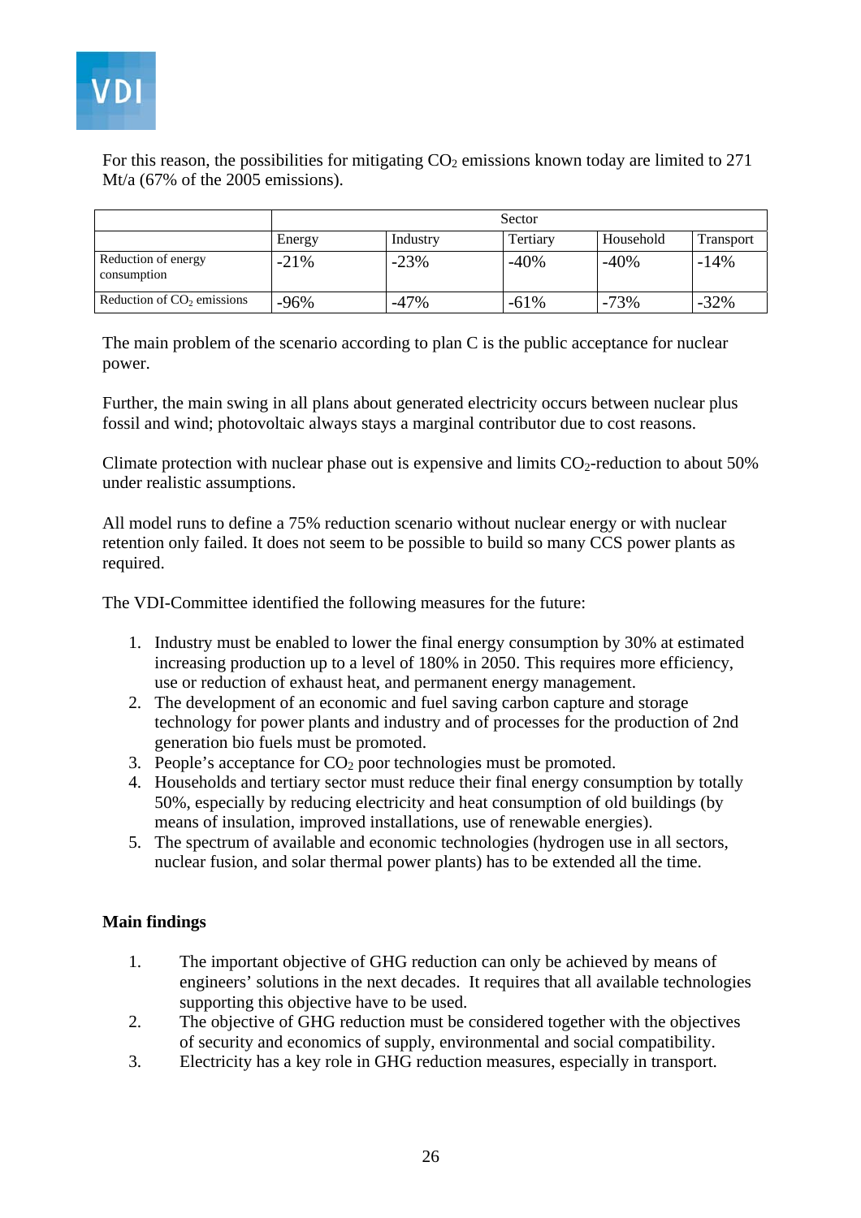For this reason, the possibilities for mitigating $CO_2$ emissions known today are limited to 271 Mt/a (67% of the 2005 emissions).

| | Sector | | | | |
|---|---|---|---|---|---|
| | Energy | Industry | Tertiary | Household | Transport |
| Reduction of energy consumption | -21% | -23% | -40% | -40% | -14% |
| Reduction of $CO_2$ emissions | -96% | -47% | -61% | -73% | -32% |

The main problem of the scenario according to plan C is the public acceptance for nuclear power.

Further, the main swing in all plans about generated electricity occurs between nuclear plus fossil and wind; photovoltaic always stays a marginal contributor due to cost reasons.

Climate protection with nuclear phase out is expensive and limits $CO_2$-reduction to about 50% under realistic assumptions.

All model runs to define a 75% reduction scenario without nuclear energy or with nuclear retention only failed. It does not seem to be possible to build so many CCS power plants as required.

The VDI-Committee identified the following measures for the future:

1. Industry must be enabled to lower the final energy consumption by 30% at estimated increasing production up to a level of 180% in 2050. This requires more efficiency, use or reduction of exhaust heat, and permanent energy management.
2. The development of an economic and fuel saving carbon capture and storage technology for power plants and industry and of processes for the production of 2nd generation bio fuels must be promoted.
3. People's acceptance for $CO_2$ poor technologies must be promoted.
4. Households and tertiary sector must reduce their final energy consumption by totally 50%, especially by reducing electricity and heat consumption of old buildings (by means of insulation, improved installations, use of renewable energies).
5. The spectrum of available and economic technologies (hydrogen use in all sectors, nuclear fusion, and solar thermal power plants) has to be extended all the time.

**Main findings**

1. The important objective of GHG reduction can only be achieved by means of engineers' solutions in the next decades. It requires that all available technologies supporting this objective have to be used.
2. The objective of GHG reduction must be considered together with the objectives of security and economics of supply, environmental and social compatibility.
3. Electricity has a key role in GHG reduction measures, especially in transport.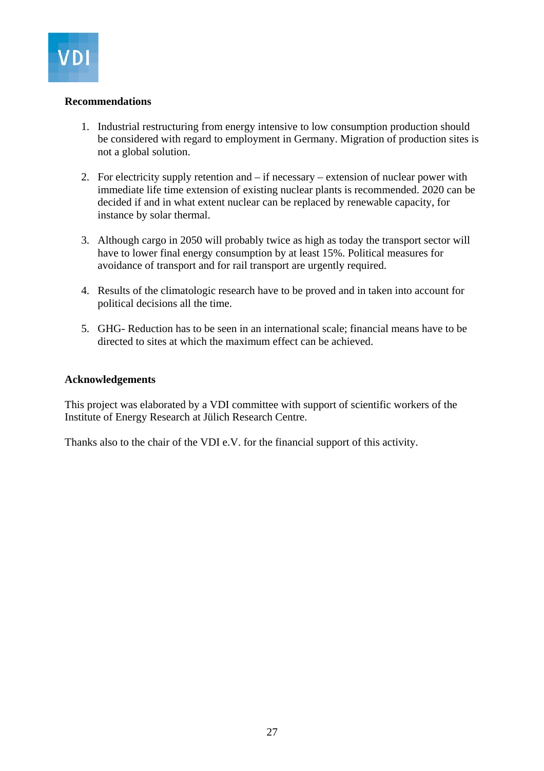**Recommendations**

1. Industrial restructuring from energy intensive to low consumption production should be considered with regard to employment in Germany. Migration of production sites is not a global solution.

2. For electricity supply retention and – if necessary – extension of nuclear power with immediate life time extension of existing nuclear plants is recommended. 2020 can be decided if and in what extent nuclear can be replaced by renewable capacity, for instance by solar thermal.

3. Although cargo in 2050 will probably twice as high as today the transport sector will have to lower final energy consumption by at least 15%. Political measures for avoidance of transport and for rail transport are urgently required.

4. Results of the climatologic research have to be proved and in taken into account for political decisions all the time.

5. GHG- Reduction has to be seen in an international scale; financial means have to be directed to sites at which the maximum effect can be achieved.

**Acknowledgements**

This project was elaborated by a VDI committee with support of scientific workers of the Institute of Energy Research at Jülich Research Centre.

Thanks also to the chair of the VDI e.V. for the financial support of this activity.